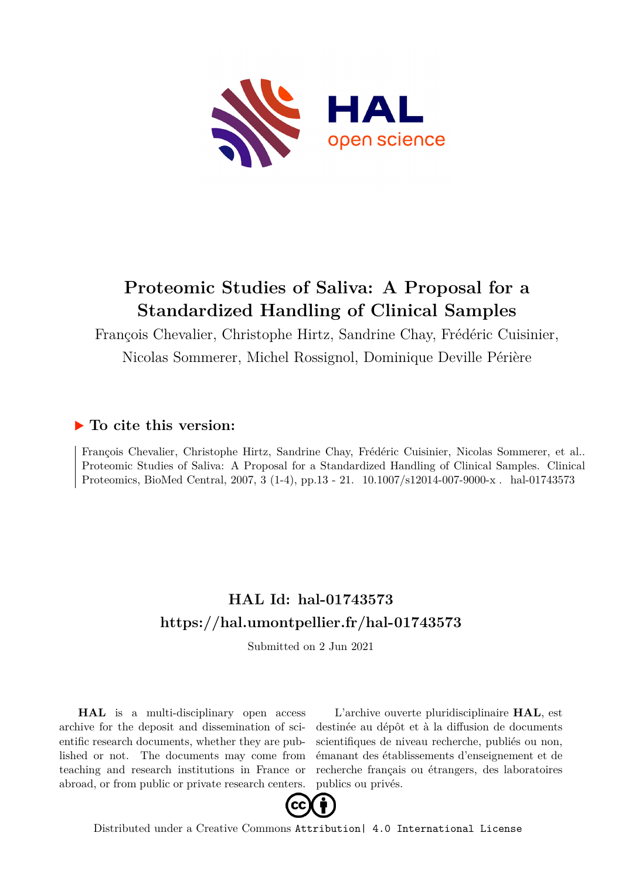# Proteomic Studies of Saliva: A Proposal for a Standardized Handling of Clinical Samples

François Chevalier, Christophe Hirtz, Sandrine Chay, Frédéric Cuisinier, Nicolas Sommerer, Michel Rossignol, Dominique Deville Périère

## To cite this version:

François Chevalier, Christophe Hirtz, Sandrine Chay, Frédéric Cuisinier, Nicolas Sommerer, et al.. Proteomic Studies of Saliva: A Proposal for a Standardized Handling of Clinical Samples. Clinical Proteomics, BioMed Central, 2007, 3 (1-4), pp.13 - 21. 10.1007/s12014-007-9000-x . hal-01743573

## HAL Id: hal-01743573

## https://hal.umontpellier.fr/hal-01743573

Submitted on 2 Jun 2021

**HAL** is a multi-disciplinary open access archive for the deposit and dissemination of scientific research documents, whether they are published or not. The documents may come from teaching and research institutions in France or abroad, or from public or private research centers.

L'archive ouverte pluridisciplinaire **HAL**, est destinée au dépôt et à la diffusion de documents scientifiques de niveau recherche, publiés ou non, émanant des établissements d'enseignement et de recherche français ou étrangers, des laboratoires publics ou privés.

Distributed under a Creative Commons Attribution| 4.0 International License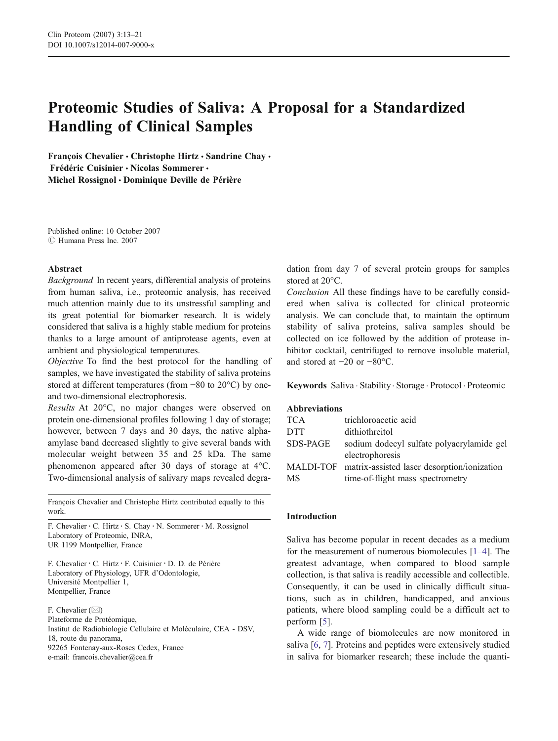# Proteomic Studies of Saliva: A Proposal for a Standardized Handling of Clinical Samples

**François Chevalier · Christophe Hirtz · Sandrine Chay · Frédéric Cuisinier · Nicolas Sommerer · Michel Rossignol · Dominique Deville de Périère**

Published online: 10 October 2007
© Humana Press Inc. 2007

## Abstract

*Background* In recent years, differential analysis of proteins from human saliva, i.e., proteomic analysis, has received much attention mainly due to its unstressful sampling and its great potential for biomarker research. It is widely considered that saliva is a highly stable medium for proteins thanks to a large amount of antiprotease agents, even at ambient and physiological temperatures.

*Objective* To find the best protocol for the handling of samples, we have investigated the stability of saliva proteins stored at different temperatures (from −80 to 20°C) by one- and two-dimensional electrophoresis.

*Results* At 20°C, no major changes were observed on protein one-dimensional profiles following 1 day of storage; however, between 7 days and 30 days, the native alpha-amylase band decreased slightly to give several bands with molecular weight between 35 and 25 kDa. The same phenomenon appeared after 30 days of storage at 4°C. Two-dimensional analysis of salivary maps revealed degradation from day 7 of several protein groups for samples stored at 20°C.

*Conclusion* All these findings have to be carefully considered when saliva is collected for clinical proteomic analysis. We can conclude that, to maintain the optimum stability of saliva proteins, saliva samples should be collected on ice followed by the addition of protease inhibitor cocktail, centrifuged to remove insoluble material, and stored at −20 or −80°C.

**Keywords** Saliva · Stability · Storage · Protocol · Proteomic

**Abbreviations**

| | |
|---|---|
| TCA | trichloroacetic acid |
| DTT | dithiothreitol |
| SDS-PAGE | sodium dodecyl sulfate polyacrylamide gel electrophoresis |
| MALDI-TOF MS | matrix-assisted laser desorption/ionization time-of-flight mass spectrometry |

François Chevalier and Christophe Hirtz contributed equally to this work.

F. Chevalier · C. Hirtz · S. Chay · N. Sommerer · M. Rossignol
Laboratory of Proteomic, INRA,
UR 1199 Montpellier, France

F. Chevalier · C. Hirtz · F. Cuisinier · D. D. de Périère
Laboratory of Physiology, UFR d'Odontologie,
Université Montpellier 1,
Montpellier, France

F. Chevalier (✉)
Plateforme de Protéomique,
Institut de Radiobiologie Cellulaire et Moléculaire, CEA - DSV,
18, route du panorama,
92265 Fontenay-aux-Roses Cedex, France
e-mail: francois.chevalier@cea.fr

## Introduction

Saliva has become popular in recent decades as a medium for the measurement of numerous biomolecules [1–4]. The greatest advantage, when compared to blood sample collection, is that saliva is readily accessible and collectible. Consequently, it can be used in clinically difficult situations, such as in children, handicapped, and anxious patients, where blood sampling could be a difficult act to perform [5].

A wide range of biomolecules are now monitored in saliva [6, 7]. Proteins and peptides were extensively studied in saliva for biomarker research; these include the quanti-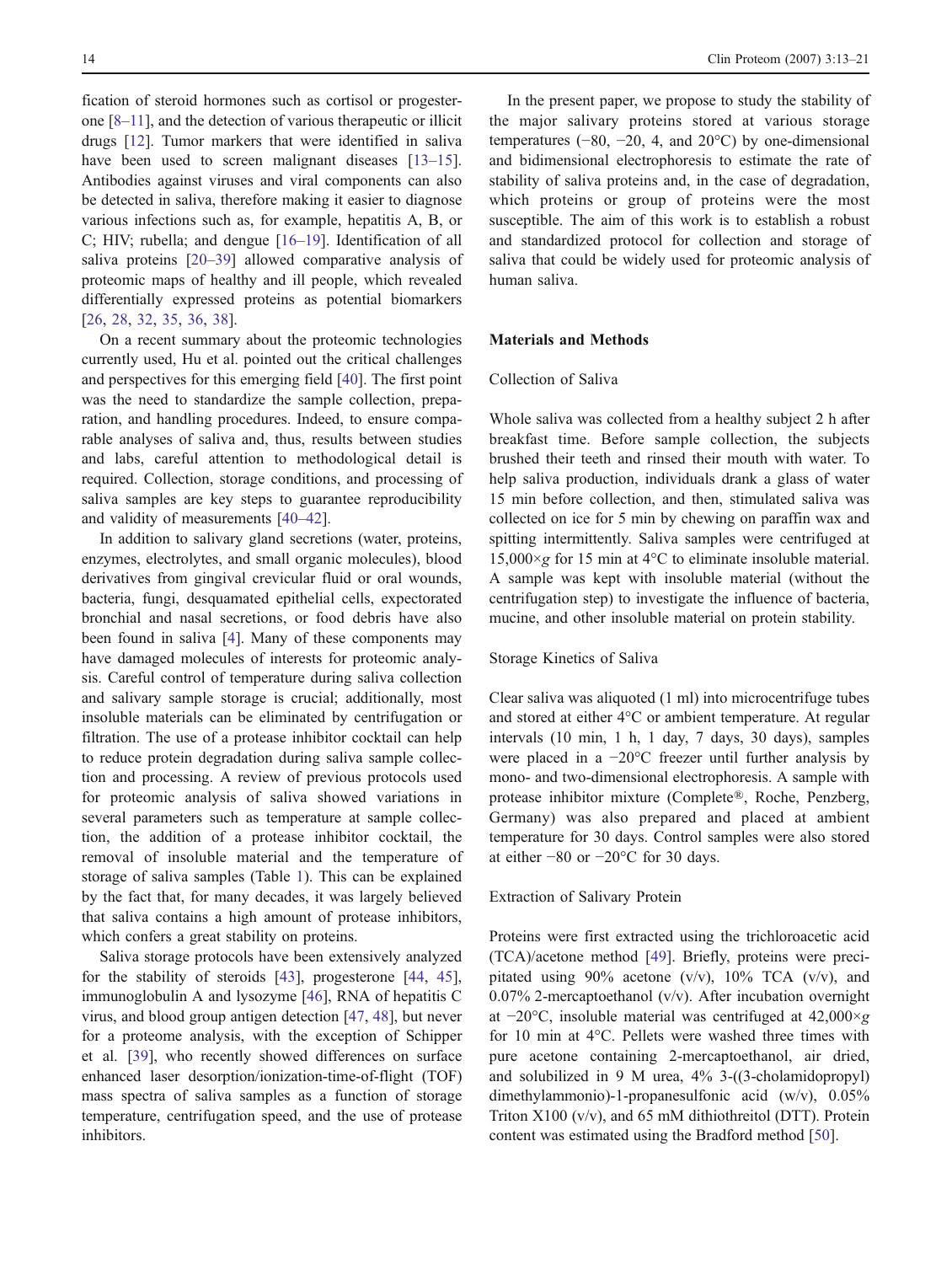fication of steroid hormones such as cortisol or progesterone [8–11], and the detection of various therapeutic or illicit drugs [12]. Tumor markers that were identified in saliva have been used to screen malignant diseases [13–15]. Antibodies against viruses and viral components can also be detected in saliva, therefore making it easier to diagnose various infections such as, for example, hepatitis A, B, or C; HIV; rubella; and dengue [16–19]. Identification of all saliva proteins [20–39] allowed comparative analysis of proteomic maps of healthy and ill people, which revealed differentially expressed proteins as potential biomarkers [26, 28, 32, 35, 36, 38].

On a recent summary about the proteomic technologies currently used, Hu et al. pointed out the critical challenges and perspectives for this emerging field [40]. The first point was the need to standardize the sample collection, preparation, and handling procedures. Indeed, to ensure comparable analyses of saliva and, thus, results between studies and labs, careful attention to methodological detail is required. Collection, storage conditions, and processing of saliva samples are key steps to guarantee reproducibility and validity of measurements [40–42].

In addition to salivary gland secretions (water, proteins, enzymes, electrolytes, and small organic molecules), blood derivatives from gingival crevicular fluid or oral wounds, bacteria, fungi, desquamated epithelial cells, expectorated bronchial and nasal secretions, or food debris have also been found in saliva [4]. Many of these components may have damaged molecules of interests for proteomic analysis. Careful control of temperature during saliva collection and salivary sample storage is crucial; additionally, most insoluble materials can be eliminated by centrifugation or filtration. The use of a protease inhibitor cocktail can help to reduce protein degradation during saliva sample collection and processing. A review of previous protocols used for proteomic analysis of saliva showed variations in several parameters such as temperature at sample collection, the addition of a protease inhibitor cocktail, the removal of insoluble material and the temperature of storage of saliva samples (Table 1). This can be explained by the fact that, for many decades, it was largely believed that saliva contains a high amount of protease inhibitors, which confers a great stability on proteins.

Saliva storage protocols have been extensively analyzed for the stability of steroids [43], progesterone [44, 45], immunoglobulin A and lysozyme [46], RNA of hepatitis C virus, and blood group antigen detection [47, 48], but never for a proteome analysis, with the exception of Schipper et al. [39], who recently showed differences on surface enhanced laser desorption/ionization-time-of-flight (TOF) mass spectra of saliva samples as a function of storage temperature, centrifugation speed, and the use of protease inhibitors.

In the present paper, we propose to study the stability of the major salivary proteins stored at various storage temperatures (−80, −20, 4, and 20°C) by one-dimensional and bidimensional electrophoresis to estimate the rate of stability of saliva proteins and, in the case of degradation, which proteins or group of proteins were the most susceptible. The aim of this work is to establish a robust and standardized protocol for collection and storage of saliva that could be widely used for proteomic analysis of human saliva.

## Materials and Methods

### Collection of Saliva

Whole saliva was collected from a healthy subject 2 h after breakfast time. Before sample collection, the subjects brushed their teeth and rinsed their mouth with water. To help saliva production, individuals drank a glass of water 15 min before collection, and then, stimulated saliva was collected on ice for 5 min by chewing on paraffin wax and spitting intermittently. Saliva samples were centrifuged at 15,000×*g* for 15 min at 4°C to eliminate insoluble material. A sample was kept with insoluble material (without the centrifugation step) to investigate the influence of bacteria, mucine, and other insoluble material on protein stability.

### Storage Kinetics of Saliva

Clear saliva was aliquoted (1 ml) into microcentrifuge tubes and stored at either 4°C or ambient temperature. At regular intervals (10 min, 1 h, 1 day, 7 days, 30 days), samples were placed in a −20°C freezer until further analysis by mono- and two-dimensional electrophoresis. A sample with protease inhibitor mixture (Complete®, Roche, Penzberg, Germany) was also prepared and placed at ambient temperature for 30 days. Control samples were also stored at either −80 or −20°C for 30 days.

### Extraction of Salivary Protein

Proteins were first extracted using the trichloroacetic acid (TCA)/acetone method [49]. Briefly, proteins were precipitated using 90% acetone (v/v), 10% TCA (v/v), and 0.07% 2-mercaptoethanol (v/v). After incubation overnight at −20°C, insoluble material was centrifuged at 42,000×*g* for 10 min at 4°C. Pellets were washed three times with pure acetone containing 2-mercaptoethanol, air dried, and solubilized in 9 M urea, 4% 3-((3-cholamidopropyl) dimethylammonio)-1-propanesulfonic acid (w/v), 0.05% Triton X100 (v/v), and 65 mM dithiothreitol (DTT). Protein content was estimated using the Bradford method [50].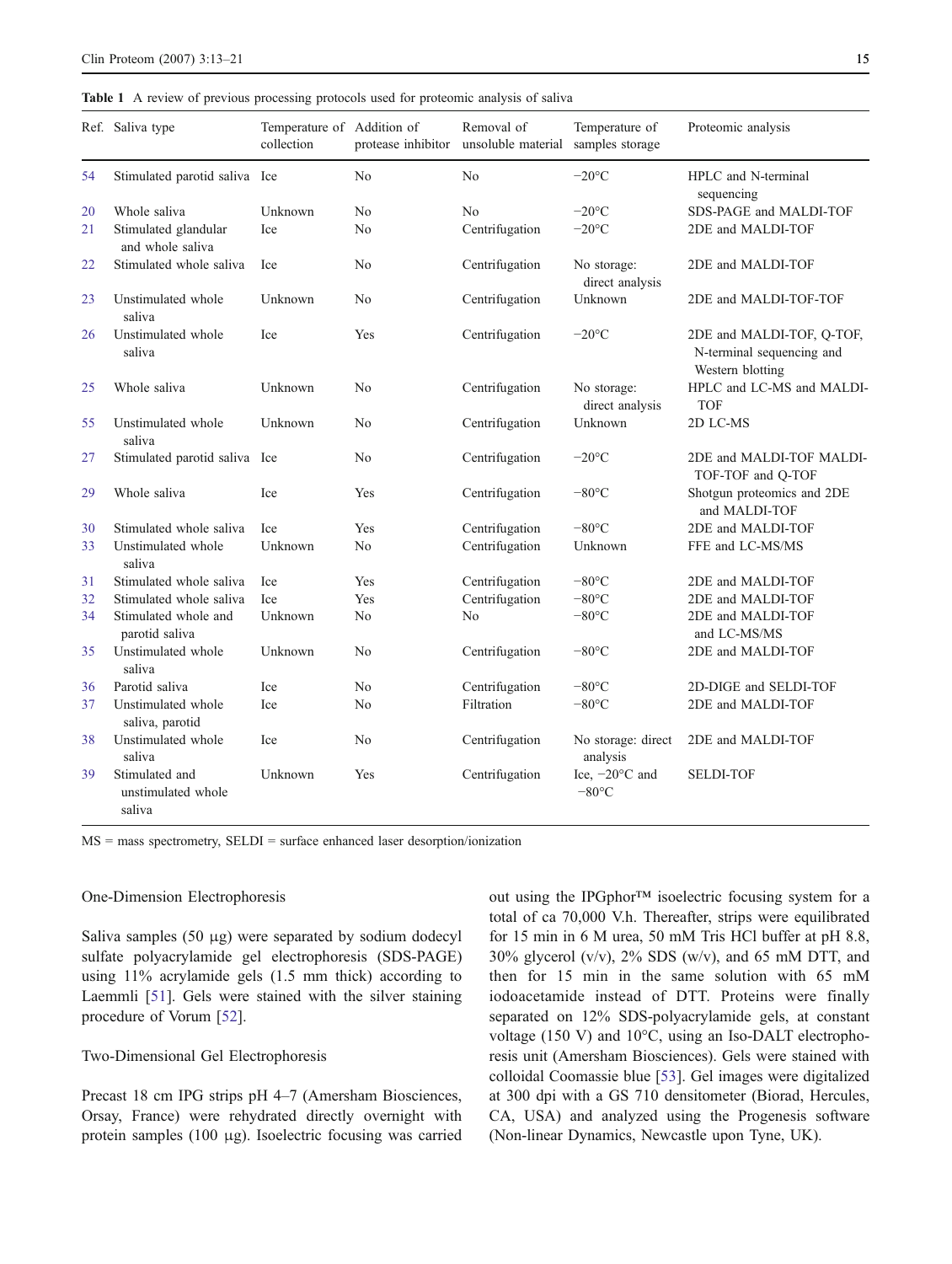**Table 1** A review of previous processing protocols used for proteomic analysis of saliva

| Ref. | Saliva type | Temperature of collection | Addition of protease inhibitor | Removal of unsoluble material | Temperature of samples storage | Proteomic analysis |
|---|---|---|---|---|---|---|
| 54 | Stimulated parotid saliva | Ice | No | No | −20°C | HPLC and N-terminal sequencing |
| 20 | Whole saliva | Unknown | No | No | −20°C | SDS-PAGE and MALDI-TOF |
| 21 | Stimulated glandular and whole saliva | Ice | No | Centrifugation | −20°C | 2DE and MALDI-TOF |
| 22 | Stimulated whole saliva | Ice | No | Centrifugation | No storage: direct analysis | 2DE and MALDI-TOF |
| 23 | Unstimulated whole saliva | Unknown | No | Centrifugation | Unknown | 2DE and MALDI-TOF-TOF |
| 26 | Unstimulated whole saliva | Ice | Yes | Centrifugation | −20°C | 2DE and MALDI-TOF, Q-TOF, N-terminal sequencing and Western blotting |
| 25 | Whole saliva | Unknown | No | Centrifugation | No storage: direct analysis | HPLC and LC-MS and MALDI-TOF |
| 55 | Unstimulated whole saliva | Unknown | No | Centrifugation | Unknown | 2D LC-MS |
| 27 | Stimulated parotid saliva | Ice | No | Centrifugation | −20°C | 2DE and MALDI-TOF MALDI-TOF-TOF and Q-TOF |
| 29 | Whole saliva | Ice | Yes | Centrifugation | −80°C | Shotgun proteomics and 2DE and MALDI-TOF |
| 30 | Stimulated whole saliva | Ice | Yes | Centrifugation | −80°C | 2DE and MALDI-TOF |
| 33 | Unstimulated whole saliva | Unknown | No | Centrifugation | Unknown | FFE and LC-MS/MS |
| 31 | Stimulated whole saliva | Ice | Yes | Centrifugation | −80°C | 2DE and MALDI-TOF |
| 32 | Stimulated whole saliva | Ice | Yes | Centrifugation | −80°C | 2DE and MALDI-TOF |
| 34 | Stimulated whole and parotid saliva | Unknown | No | No | −80°C | 2DE and MALDI-TOF and LC-MS/MS |
| 35 | Unstimulated whole saliva | Unknown | No | Centrifugation | −80°C | 2DE and MALDI-TOF |
| 36 | Parotid saliva | Ice | No | Centrifugation | −80°C | 2D-DIGE and SELDI-TOF |
| 37 | Unstimulated whole saliva, parotid | Ice | No | Filtration | −80°C | 2DE and MALDI-TOF |
| 38 | Unstimulated whole saliva | Ice | No | Centrifugation | No storage: direct analysis | 2DE and MALDI-TOF |
| 39 | Stimulated and unstimulated whole saliva | Unknown | Yes | Centrifugation | Ice, −20°C and −80°C | SELDI-TOF |

MS = mass spectrometry, SELDI = surface enhanced laser desorption/ionization

### One-Dimension Electrophoresis

Saliva samples (50 μg) were separated by sodium dodecyl sulfate polyacrylamide gel electrophoresis (SDS-PAGE) using 11% acrylamide gels (1.5 mm thick) according to Laemmli [51]. Gels were stained with the silver staining procedure of Vorum [52].

### Two-Dimensional Gel Electrophoresis

Precast 18 cm IPG strips pH 4–7 (Amersham Biosciences, Orsay, France) were rehydrated directly overnight with protein samples (100 μg). Isoelectric focusing was carried out using the IPGphor™ isoelectric focusing system for a total of ca 70,000 V.h. Thereafter, strips were equilibrated for 15 min in 6 M urea, 50 mM Tris HCl buffer at pH 8.8, 30% glycerol (v/v), 2% SDS (w/v), and 65 mM DTT, and then for 15 min in the same solution with 65 mM iodoacetamide instead of DTT. Proteins were finally separated on 12% SDS-polyacrylamide gels, at constant voltage (150 V) and 10°C, using an Iso-DALT electrophoresis unit (Amersham Biosciences). Gels were stained with colloidal Coomassie blue [53]. Gel images were digitalized at 300 dpi with a GS 710 densitometer (Biorad, Hercules, CA, USA) and analyzed using the Progenesis software (Non-linear Dynamics, Newcastle upon Tyne, UK).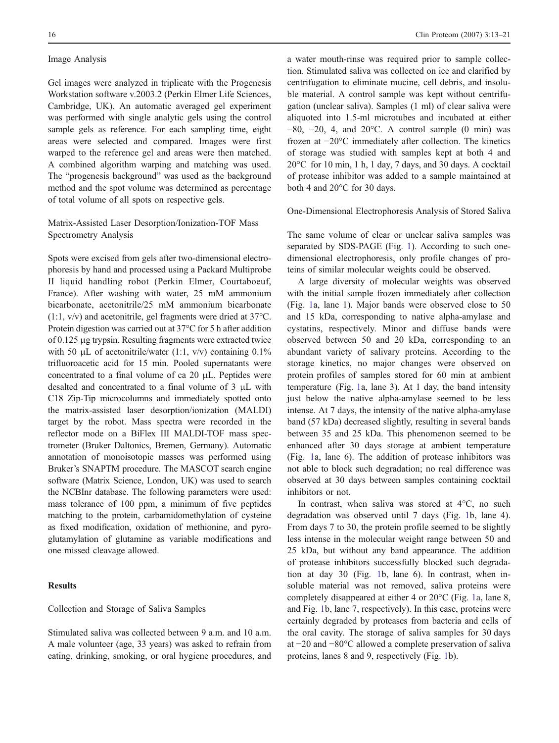### Image Analysis

Gel images were analyzed in triplicate with the Progenesis Workstation software v.2003.2 (Perkin Elmer Life Sciences, Cambridge, UK). An automatic averaged gel experiment was performed with single analytic gels using the control sample gels as reference. For each sampling time, eight areas were selected and compared. Images were first warped to the reference gel and areas were then matched. A combined algorithm warping and matching was used. The "progenesis background" was used as the background method and the spot volume was determined as percentage of total volume of all spots on respective gels.

### Matrix-Assisted Laser Desorption/Ionization-TOF Mass Spectrometry Analysis

Spots were excised from gels after two-dimensional electrophoresis by hand and processed using a Packard Multiprobe II liquid handling robot (Perkin Elmer, Courtaboeuf, France). After washing with water, 25 mM ammonium bicarbonate, acetonitrile/25 mM ammonium bicarbonate (1:1, v/v) and acetonitrile, gel fragments were dried at 37°C. Protein digestion was carried out at 37°C for 5 h after addition of 0.125 μg trypsin. Resulting fragments were extracted twice with 50 μL of acetonitrile/water (1:1, v/v) containing 0.1% trifluoroacetic acid for 15 min. Pooled supernatants were concentrated to a final volume of ca 20 μL. Peptides were desalted and concentrated to a final volume of 3 μL with C18 Zip-Tip microcolumns and immediately spotted onto the matrix-assisted laser desorption/ionization (MALDI) target by the robot. Mass spectra were recorded in the reflector mode on a BiFlex III MALDI-TOF mass spectrometer (Bruker Daltonics, Bremen, Germany). Automatic annotation of monoisotopic masses was performed using Bruker's SNAPTM procedure. The MASCOT search engine software (Matrix Science, London, UK) was used to search the NCBInr database. The following parameters were used: mass tolerance of 100 ppm, a minimum of five peptides matching to the protein, carbamidomethylation of cysteine as fixed modification, oxidation of methionine, and pyroglutamylation of glutamine as variable modifications and one missed cleavage allowed.

## Results

### Collection and Storage of Saliva Samples

Stimulated saliva was collected between 9 a.m. and 10 a.m. A male volunteer (age, 33 years) was asked to refrain from eating, drinking, smoking, or oral hygiene procedures, and a water mouth-rinse was required prior to sample collection. Stimulated saliva was collected on ice and clarified by centrifugation to eliminate mucine, cell debris, and insoluble material. A control sample was kept without centrifugation (unclear saliva). Samples (1 ml) of clear saliva were aliquoted into 1.5-ml microtubes and incubated at either −80, −20, 4, and 20°C. A control sample (0 min) was frozen at −20°C immediately after collection. The kinetics of storage was studied with samples kept at both 4 and 20°C for 10 min, 1 h, 1 day, 7 days, and 30 days. A cocktail of protease inhibitor was added to a sample maintained at both 4 and 20°C for 30 days.

### One-Dimensional Electrophoresis Analysis of Stored Saliva

The same volume of clear or unclear saliva samples was separated by SDS-PAGE (Fig. 1). According to such one-dimensional electrophoresis, only profile changes of proteins of similar molecular weights could be observed.

A large diversity of molecular weights was observed with the initial sample frozen immediately after collection (Fig. 1a, lane 1). Major bands were observed close to 50 and 15 kDa, corresponding to native alpha-amylase and cystatins, respectively. Minor and diffuse bands were observed between 50 and 20 kDa, corresponding to an abundant variety of salivary proteins. According to the storage kinetics, no major changes were observed on protein profiles of samples stored for 60 min at ambient temperature (Fig. 1a, lane 3). At 1 day, the band intensity just below the native alpha-amylase seemed to be less intense. At 7 days, the intensity of the native alpha-amylase band (57 kDa) decreased slightly, resulting in several bands between 35 and 25 kDa. This phenomenon seemed to be enhanced after 30 days storage at ambient temperature (Fig. 1a, lane 6). The addition of protease inhibitors was not able to block such degradation; no real difference was observed at 30 days between samples containing cocktail inhibitors or not.

In contrast, when saliva was stored at 4°C, no such degradation was observed until 7 days (Fig. 1b, lane 4). From days 7 to 30, the protein profile seemed to be slightly less intense in the molecular weight range between 50 and 25 kDa, but without any band appearance. The addition of protease inhibitors successfully blocked such degradation at day 30 (Fig. 1b, lane 6). In contrast, when insoluble material was not removed, saliva proteins were completely disappeared at either 4 or 20°C (Fig. 1a, lane 8, and Fig. 1b, lane 7, respectively). In this case, proteins were certainly degraded by proteases from bacteria and cells of the oral cavity. The storage of saliva samples for 30 days at −20 and −80°C allowed a complete preservation of saliva proteins, lanes 8 and 9, respectively (Fig. 1b).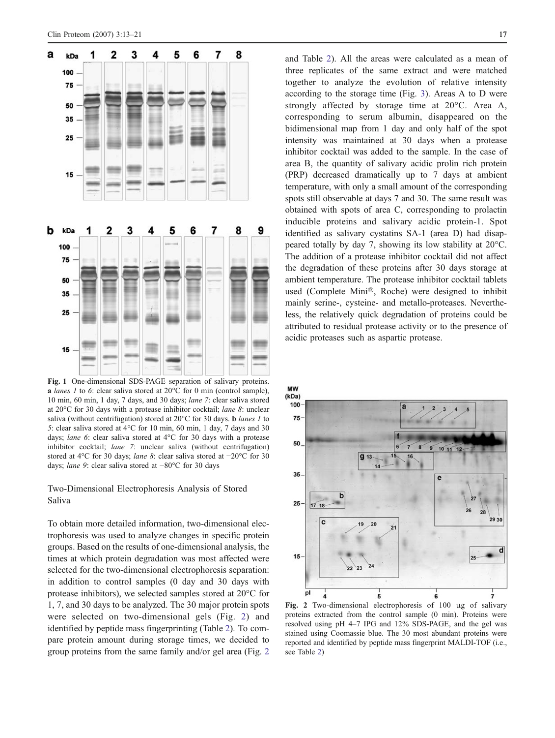**Fig. 1** One-dimensional SDS-PAGE separation of salivary proteins. **a** *lanes 1* to *6*: clear saliva stored at 20°C for 0 min (control sample), 10 min, 60 min, 1 day, 7 days, and 30 days; *lane 7*: clear saliva stored at 20°C for 30 days with a protease inhibitor cocktail; *lane 8*: unclear saliva (without centrifugation) stored at 20°C for 30 days. **b** *lanes 1* to *5*: clear saliva stored at 4°C for 10 min, 60 min, 1 day, 7 days and 30 days; *lane 6*: clear saliva stored at 4°C for 30 days with a protease inhibitor cocktail; *lane 7*: unclear saliva (without centrifugation) stored at 4°C for 30 days; *lane 8*: clear saliva stored at −20°C for 30 days; *lane 9*: clear saliva stored at −80°C for 30 days

## Two-Dimensional Electrophoresis Analysis of Stored Saliva

To obtain more detailed information, two-dimensional electrophoresis was used to analyze changes in specific protein groups. Based on the results of one-dimensional analysis, the times at which protein degradation was most affected were selected for the two-dimensional electrophoresis separation: in addition to control samples (0 day and 30 days with protease inhibitors), we selected samples stored at 20°C for 1, 7, and 30 days to be analyzed. The 30 major protein spots were selected on two-dimensional gels (Fig. 2) and identified by peptide mass fingerprinting (Table 2). To compare protein amount during storage times, we decided to group proteins from the same family and/or gel area (Fig. 2 and Table 2). All the areas were calculated as a mean of three replicates of the same extract and were matched together to analyze the evolution of relative intensity according to the storage time (Fig. 3). Areas A to D were strongly affected by storage time at 20°C. Area A, corresponding to serum albumin, disappeared on the bidimensional map from 1 day and only half of the spot intensity was maintained at 30 days when a protease inhibitor cocktail was added to the sample. In the case of area B, the quantity of salivary acidic prolin rich protein (PRP) decreased dramatically up to 7 days at ambient temperature, with only a small amount of the corresponding spots still observable at days 7 and 30. The same result was obtained with spots of area C, corresponding to prolactin inducible proteins and salivary acidic protein-1. Spot identified as salivary cystatins SA-1 (area D) had disappeared totally by day 7, showing its low stability at 20°C. The addition of a protease inhibitor cocktail did not affect the degradation of these proteins after 30 days storage at ambient temperature. The protease inhibitor cocktail tablets used (Complete Mini®, Roche) were designed to inhibit mainly serine-, cysteine- and metallo-proteases. Nevertheless, the relatively quick degradation of proteins could be attributed to residual protease activity or to the presence of acidic proteases such as aspartic protease.

**Fig. 2** Two-dimensional electrophoresis of 100 μg of salivary proteins extracted from the control sample (0 min). Proteins were resolved using pH 4–7 IPG and 12% SDS-PAGE, and the gel was stained using Coomassie blue. The 30 most abundant proteins were reported and identified by peptide mass fingerprint MALDI-TOF (i.e., see Table 2)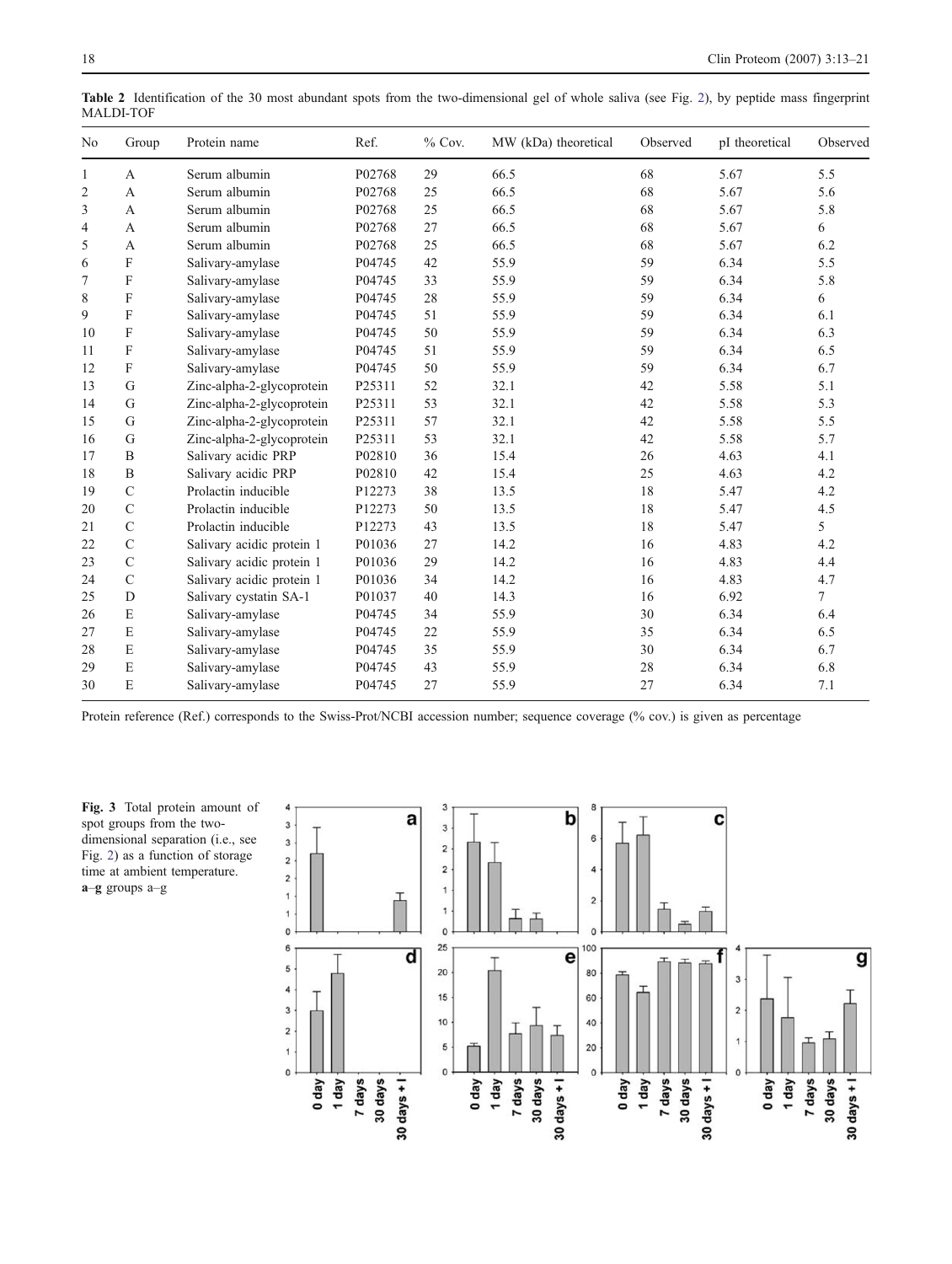**Table 2** Identification of the 30 most abundant spots from the two-dimensional gel of whole saliva (see Fig. 2), by peptide mass fingerprint MALDI-TOF

| No | Group | Protein name | Ref. | % Cov. | MW (kDa) theoretical | Observed | pI theoretical | Observed |
|---|---|---|---|---|---|---|---|---|
| 1 | A | Serum albumin | P02768 | 29 | 66.5 | 68 | 5.67 | 5.5 |
| 2 | A | Serum albumin | P02768 | 25 | 66.5 | 68 | 5.67 | 5.6 |
| 3 | A | Serum albumin | P02768 | 25 | 66.5 | 68 | 5.67 | 5.8 |
| 4 | A | Serum albumin | P02768 | 27 | 66.5 | 68 | 5.67 | 6 |
| 5 | A | Serum albumin | P02768 | 25 | 66.5 | 68 | 5.67 | 6.2 |
| 6 | F | Salivary-amylase | P04745 | 42 | 55.9 | 59 | 6.34 | 5.5 |
| 7 | F | Salivary-amylase | P04745 | 33 | 55.9 | 59 | 6.34 | 5.8 |
| 8 | F | Salivary-amylase | P04745 | 28 | 55.9 | 59 | 6.34 | 6 |
| 9 | F | Salivary-amylase | P04745 | 51 | 55.9 | 59 | 6.34 | 6.1 |
| 10 | F | Salivary-amylase | P04745 | 50 | 55.9 | 59 | 6.34 | 6.3 |
| 11 | F | Salivary-amylase | P04745 | 51 | 55.9 | 59 | 6.34 | 6.5 |
| 12 | F | Salivary-amylase | P04745 | 50 | 55.9 | 59 | 6.34 | 6.7 |
| 13 | G | Zinc-alpha-2-glycoprotein | P25311 | 52 | 32.1 | 42 | 5.58 | 5.1 |
| 14 | G | Zinc-alpha-2-glycoprotein | P25311 | 53 | 32.1 | 42 | 5.58 | 5.3 |
| 15 | G | Zinc-alpha-2-glycoprotein | P25311 | 57 | 32.1 | 42 | 5.58 | 5.5 |
| 16 | G | Zinc-alpha-2-glycoprotein | P25311 | 53 | 32.1 | 42 | 5.58 | 5.7 |
| 17 | B | Salivary acidic PRP | P02810 | 36 | 15.4 | 26 | 4.63 | 4.1 |
| 18 | B | Salivary acidic PRP | P02810 | 42 | 15.4 | 25 | 4.63 | 4.2 |
| 19 | C | Prolactin inducible | P12273 | 38 | 13.5 | 18 | 5.47 | 4.2 |
| 20 | C | Prolactin inducible | P12273 | 50 | 13.5 | 18 | 5.47 | 4.5 |
| 21 | C | Prolactin inducible | P12273 | 43 | 13.5 | 18 | 5.47 | 5 |
| 22 | C | Salivary acidic protein 1 | P01036 | 27 | 14.2 | 16 | 4.83 | 4.2 |
| 23 | C | Salivary acidic protein 1 | P01036 | 29 | 14.2 | 16 | 4.83 | 4.4 |
| 24 | C | Salivary acidic protein 1 | P01036 | 34 | 14.2 | 16 | 4.83 | 4.7 |
| 25 | D | Salivary cystatin SA-1 | P01037 | 40 | 14.3 | 16 | 6.92 | 7 |
| 26 | E | Salivary-amylase | P04745 | 34 | 55.9 | 30 | 6.34 | 6.4 |
| 27 | E | Salivary-amylase | P04745 | 22 | 55.9 | 35 | 6.34 | 6.5 |
| 28 | E | Salivary-amylase | P04745 | 35 | 55.9 | 30 | 6.34 | 6.7 |
| 29 | E | Salivary-amylase | P04745 | 43 | 55.9 | 28 | 6.34 | 6.8 |
| 30 | E | Salivary-amylase | P04745 | 27 | 55.9 | 27 | 6.34 | 7.1 |

Protein reference (Ref.) corresponds to the Swiss-Prot/NCBI accession number; sequence coverage (% cov.) is given as percentage

**Fig. 3** Total protein amount of spot groups from the two-dimensional separation (i.e., see Fig. 2) as a function of storage time at ambient temperature. **a–g** groups a–g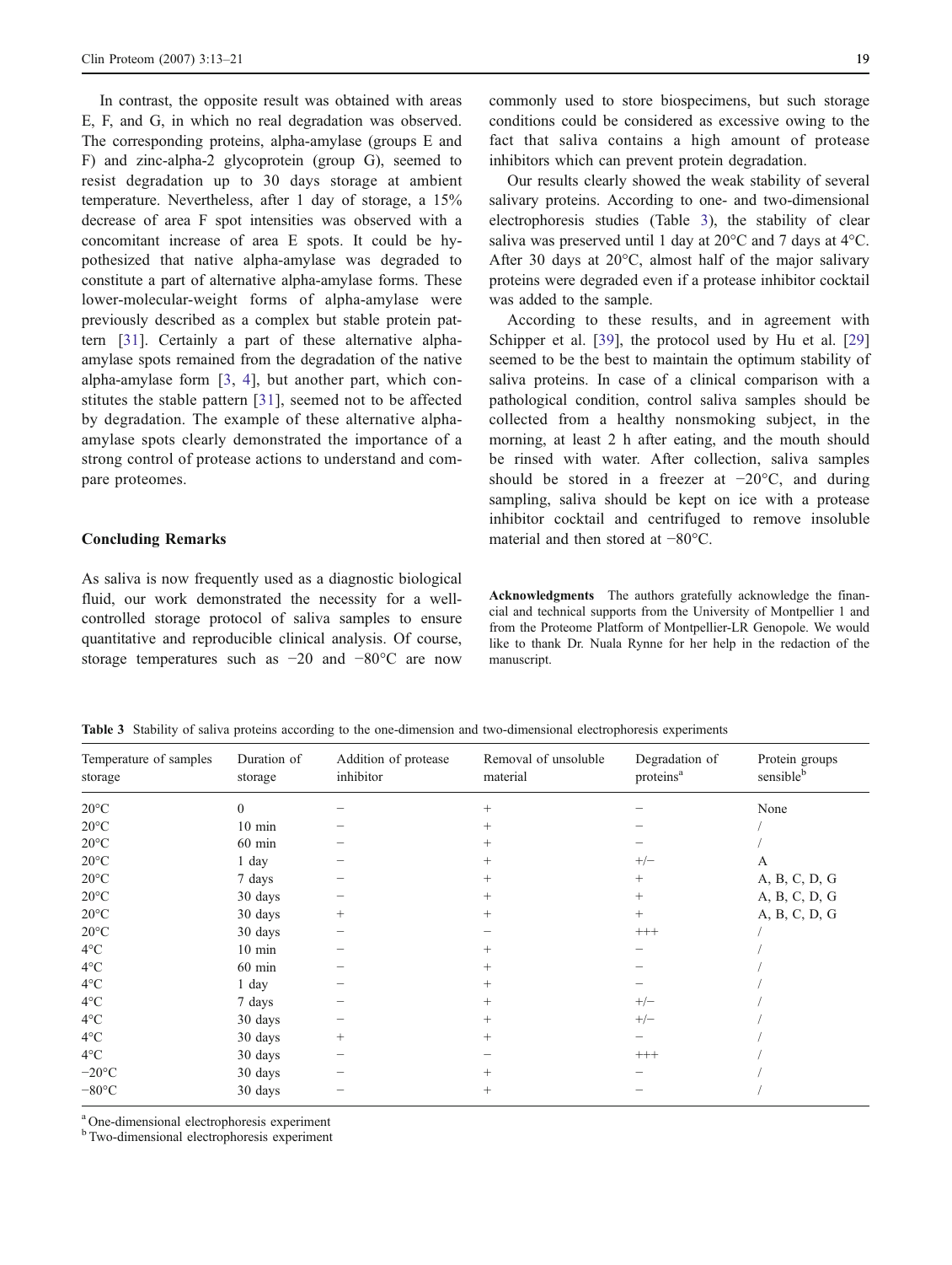In contrast, the opposite result was obtained with areas E, F, and G, in which no real degradation was observed. The corresponding proteins, alpha-amylase (groups E and F) and zinc-alpha-2 glycoprotein (group G), seemed to resist degradation up to 30 days storage at ambient temperature. Nevertheless, after 1 day of storage, a 15% decrease of area F spot intensities was observed with a concomitant increase of area E spots. It could be hypothesized that native alpha-amylase was degraded to constitute a part of alternative alpha-amylase forms. These lower-molecular-weight forms of alpha-amylase were previously described as a complex but stable protein pattern [31]. Certainly a part of these alternative alpha-amylase spots remained from the degradation of the native alpha-amylase form [3, 4], but another part, which constitutes the stable pattern [31], seemed not to be affected by degradation. The example of these alternative alpha-amylase spots clearly demonstrated the importance of a strong control of protease actions to understand and compare proteomes.

## Concluding Remarks

As saliva is now frequently used as a diagnostic biological fluid, our work demonstrated the necessity for a well-controlled storage protocol of saliva samples to ensure quantitative and reproducible clinical analysis. Of course, storage temperatures such as −20 and −80°C are now commonly used to store biospecimens, but such storage conditions could be considered as excessive owing to the fact that saliva contains a high amount of protease inhibitors which can prevent protein degradation.

Our results clearly showed the weak stability of several salivary proteins. According to one- and two-dimensional electrophoresis studies (Table 3), the stability of clear saliva was preserved until 1 day at 20°C and 7 days at 4°C. After 30 days at 20°C, almost half of the major salivary proteins were degraded even if a protease inhibitor cocktail was added to the sample.

According to these results, and in agreement with Schipper et al. [39], the protocol used by Hu et al. [29] seemed to be the best to maintain the optimum stability of saliva proteins. In case of a clinical comparison with a pathological condition, control saliva samples should be collected from a healthy nonsmoking subject, in the morning, at least 2 h after eating, and the mouth should be rinsed with water. After collection, saliva samples should be stored in a freezer at −20°C, and during sampling, saliva should be kept on ice with a protease inhibitor cocktail and centrifuged to remove insoluble material and then stored at −80°C.

**Acknowledgments** The authors gratefully acknowledge the financial and technical supports from the University of Montpellier 1 and from the Proteome Platform of Montpellier-LR Genopole. We would like to thank Dr. Nuala Rynne for her help in the redaction of the manuscript.

**Table 3** Stability of saliva proteins according to the one-dimension and two-dimensional electrophoresis experiments

| Temperature of samples storage | Duration of storage | Addition of protease inhibitor | Removal of unsoluble material | Degradation of proteins[a] | Protein groups sensible[b] |
|---|---|---|---|---|---|
| 20°C | 0 | − | + | − | None |
| 20°C | 10 min | − | + | − | / |
| 20°C | 60 min | − | + | − | / |
| 20°C | 1 day | − | + | +/− | A |
| 20°C | 7 days | − | + | + | A, B, C, D, G |
| 20°C | 30 days | − | + | + | A, B, C, D, G |
| 20°C | 30 days | + | + | + | A, B, C, D, G |
| 20°C | 30 days | − | − | +++ | / |
| 4°C | 10 min | − | + | − | / |
| 4°C | 60 min | − | + | − | / |
| 4°C | 1 day | − | + | − | / |
| 4°C | 7 days | − | + | +/− | / |
| 4°C | 30 days | − | + | +/− | / |
| 4°C | 30 days | + | + | − | / |
| 4°C | 30 days | − | − | +++ | / |
| −20°C | 30 days | − | + | − | / |
| −80°C | 30 days | − | + | − | / |

[a] One-dimensional electrophoresis experiment

[b] Two-dimensional electrophoresis experiment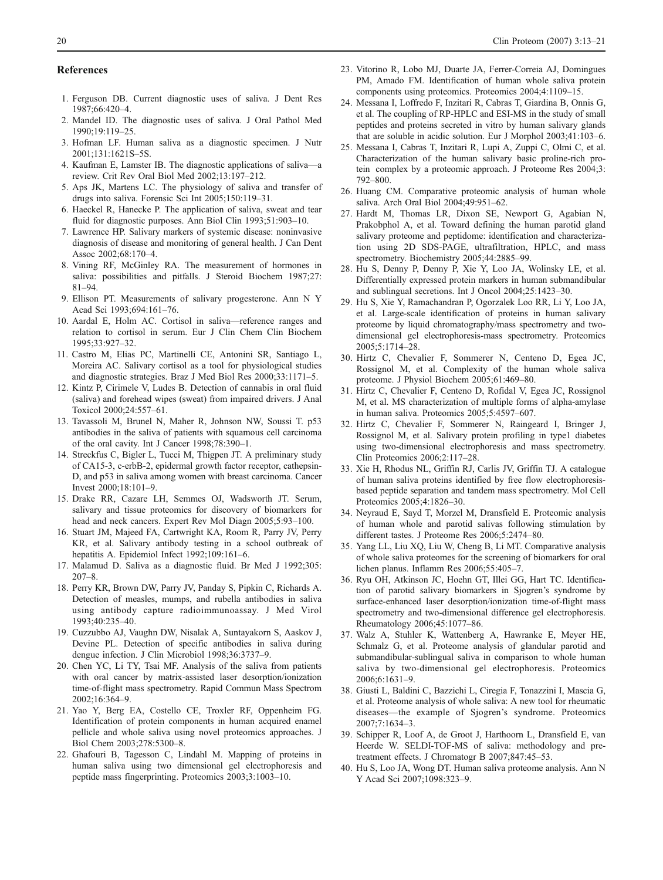## References

1. Ferguson DB. Current diagnostic uses of saliva. J Dent Res 1987;66:420–4.
2. Mandel ID. The diagnostic uses of saliva. J Oral Pathol Med 1990;19:119–25.
3. Hofman LF. Human saliva as a diagnostic specimen. J Nutr 2001;131:1621S–5S.
4. Kaufman E, Lamster IB. The diagnostic applications of saliva—a review. Crit Rev Oral Biol Med 2002;13:197–212.
5. Aps JK, Martens LC. The physiology of saliva and transfer of drugs into saliva. Forensic Sci Int 2005;150:119–31.
6. Haeckel R, Hanecke P. The application of saliva, sweat and tear fluid for diagnostic purposes. Ann Biol Clin 1993;51:903–10.
7. Lawrence HP. Salivary markers of systemic disease: noninvasive diagnosis of disease and monitoring of general health. J Can Dent Assoc 2002;68:170–4.
8. Vining RF, McGinley RA. The measurement of hormones in saliva: possibilities and pitfalls. J Steroid Biochem 1987;27:81–94.
9. Ellison PT. Measurements of salivary progesterone. Ann N Y Acad Sci 1993;694:161–76.
10. Aardal E, Holm AC. Cortisol in saliva—reference ranges and relation to cortisol in serum. Eur J Clin Chem Clin Biochem 1995;33:927–32.
11. Castro M, Elias PC, Martinelli CE, Antonini SR, Santiago L, Moreira AC. Salivary cortisol as a tool for physiological studies and diagnostic strategies. Braz J Med Biol Res 2000;33:1171–5.
12. Kintz P, Cirimele V, Ludes B. Detection of cannabis in oral fluid (saliva) and forehead wipes (sweat) from impaired drivers. J Anal Toxicol 2000;24:557–61.
13. Tavassoli M, Brunel N, Maher R, Johnson NW, Soussi T. p53 antibodies in the saliva of patients with squamous cell carcinoma of the oral cavity. Int J Cancer 1998;78:390–1.
14. Streckfus C, Bigler L, Tucci M, Thigpen JT. A preliminary study of CA15-3, c-erbB-2, epidermal growth factor receptor, cathepsin-D, and p53 in saliva among women with breast carcinoma. Cancer Invest 2000;18:101–9.
15. Drake RR, Cazare LH, Semmes OJ, Wadsworth JT. Serum, salivary and tissue proteomics for discovery of biomarkers for head and neck cancers. Expert Rev Mol Diagn 2005;5:93–100.
16. Stuart JM, Majeed FA, Cartwright KA, Room R, Parry JV, Perry KR, et al. Salivary antibody testing in a school outbreak of hepatitis A. Epidemiol Infect 1992;109:161–6.
17. Malamud D. Saliva as a diagnostic fluid. Br Med J 1992;305:207–8.
18. Perry KR, Brown DW, Parry JV, Panday S, Pipkin C, Richards A. Detection of measles, mumps, and rubella antibodies in saliva using antibody capture radioimmunoassay. J Med Virol 1993;40:235–40.
19. Cuzzubbo AJ, Vaughn DW, Nisalak A, Suntayakorn S, Aaskov J, Devine PL. Detection of specific antibodies in saliva during dengue infection. J Clin Microbiol 1998;36:3737–9.
20. Chen YC, Li TY, Tsai MF. Analysis of the saliva from patients with oral cancer by matrix-assisted laser desorption/ionization time-of-flight mass spectrometry. Rapid Commun Mass Spectrom 2002;16:364–9.
21. Yao Y, Berg EA, Costello CE, Troxler RF, Oppenheim FG. Identification of protein components in human acquired enamel pellicle and whole saliva using novel proteomics approaches. J Biol Chem 2003;278:5300–8.
22. Ghafouri B, Tagesson C, Lindahl M. Mapping of proteins in human saliva using two dimensional gel electrophoresis and peptide mass fingerprinting. Proteomics 2003;3:1003–10.
23. Vitorino R, Lobo MJ, Duarte JA, Ferrer-Correia AJ, Domingues PM, Amado FM. Identification of human whole saliva protein components using proteomics. Proteomics 2004;4:1109–15.
24. Messana I, Loffredo F, Inzitari R, Cabras T, Giardina B, Onnis G, et al. The coupling of RP-HPLC and ESI-MS in the study of small peptides and proteins secreted in vitro by human salivary glands that are soluble in acidic solution. Eur J Morphol 2003;41:103–6.
25. Messana I, Cabras T, Inzitari R, Lupi A, Zuppi C, Olmi C, et al. Characterization of the human salivary basic proline-rich protein complex by a proteomic approach. J Proteome Res 2004;3:792–800.
26. Huang CM. Comparative proteomic analysis of human whole saliva. Arch Oral Biol 2004;49:951–62.
27. Hardt M, Thomas LR, Dixon SE, Newport G, Agabian N, Prakobphol A, et al. Toward defining the human parotid gland salivary proteome and peptidome: identification and characterization using 2D SDS-PAGE, ultrafiltration, HPLC, and mass spectrometry. Biochemistry 2005;44:2885–99.
28. Hu S, Denny P, Denny P, Xie Y, Loo JA, Wolinsky LE, et al. Differentially expressed protein markers in human submandibular and sublingual secretions. Int J Oncol 2004;25:1423–30.
29. Hu S, Xie Y, Ramachandran P, Ogorzalek Loo RR, Li Y, Loo JA, et al. Large-scale identification of proteins in human salivary proteome by liquid chromatography/mass spectrometry and two-dimensional gel electrophoresis-mass spectrometry. Proteomics 2005;5:1714–28.
30. Hirtz C, Chevalier F, Sommerer N, Centeno D, Egea JC, Rossignol M, et al. Complexity of the human whole saliva proteome. J Physiol Biochem 2005;61:469–80.
31. Hirtz C, Chevalier F, Centeno D, Rofidal V, Egea JC, Rossignol M, et al. MS characterization of multiple forms of alpha-amylase in human saliva. Proteomics 2005;5:4597–607.
32. Hirtz C, Chevalier F, Sommerer N, Raingeard I, Bringer J, Rossignol M, et al. Salivary protein profiling in type1 diabetes using two-dimensional electrophoresis and mass spectrometry. Clin Proteomics 2006;2:117–28.
33. Xie H, Rhodus NL, Griffin RJ, Carlis JV, Griffin TJ. A catalogue of human saliva proteins identified by free flow electrophoresis-based peptide separation and tandem mass spectrometry. Mol Cell Proteomics 2005;4:1826–30.
34. Neyraud E, Sayd T, Morzel M, Dransfield E. Proteomic analysis of human whole and parotid salivas following stimulation by different tastes. J Proteome Res 2006;5:2474–80.
35. Yang LL, Liu XQ, Liu W, Cheng B, Li MT. Comparative analysis of whole saliva proteomes for the screening of biomarkers for oral lichen planus. Inflamm Res 2006;55:405–7.
36. Ryu OH, Atkinson JC, Hoehn GT, Illei GG, Hart TC. Identification of parotid salivary biomarkers in Sjogren's syndrome by surface-enhanced laser desorption/ionization time-of-flight mass spectrometry and two-dimensional difference gel electrophoresis. Rheumatology 2006;45:1077–86.
37. Walz A, Stuhler K, Wattenberg A, Hawranke E, Meyer HE, Schmalz G, et al. Proteome analysis of glandular parotid and submandibular-sublingual saliva in comparison to whole human saliva by two-dimensional gel electrophoresis. Proteomics 2006;6:1631–9.
38. Giusti L, Baldini C, Bazzichi L, Ciregia F, Tonazzini I, Mascia G, et al. Proteome analysis of whole saliva: A new tool for rheumatic diseases—the example of Sjogren's syndrome. Proteomics 2007;7:1634–3.
39. Schipper R, Loof A, de Groot J, Harthoorn L, Dransfield E, van Heerde W. SELDI-TOF-MS of saliva: methodology and pre-treatment effects. J Chromatogr B 2007;847:45–53.
40. Hu S, Loo JA, Wong DT. Human saliva proteome analysis. Ann N Y Acad Sci 2007;1098:323–9.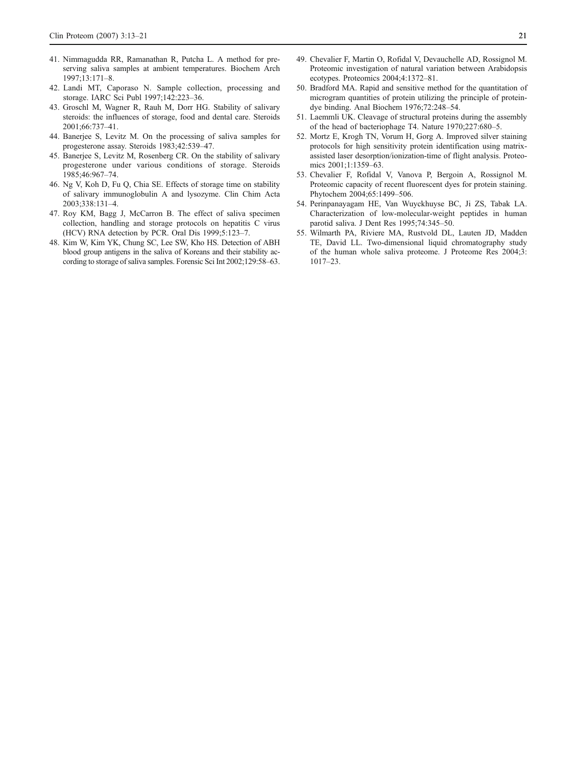41. Nimmagudda RR, Ramanathan R, Putcha L. A method for preserving saliva samples at ambient temperatures. Biochem Arch 1997;13:171–8.
42. Landi MT, Caporaso N. Sample collection, processing and storage. IARC Sci Publ 1997;142:223–36.
43. Groschl M, Wagner R, Rauh M, Dorr HG. Stability of salivary steroids: the influences of storage, food and dental care. Steroids 2001;66:737–41.
44. Banerjee S, Levitz M. On the processing of saliva samples for progesterone assay. Steroids 1983;42:539–47.
45. Banerjee S, Levitz M, Rosenberg CR. On the stability of salivary progesterone under various conditions of storage. Steroids 1985;46:967–74.
46. Ng V, Koh D, Fu Q, Chia SE. Effects of storage time on stability of salivary immunoglobulin A and lysozyme. Clin Chim Acta 2003;338:131–4.
47. Roy KM, Bagg J, McCarron B. The effect of saliva specimen collection, handling and storage protocols on hepatitis C virus (HCV) RNA detection by PCR. Oral Dis 1999;5:123–7.
48. Kim W, Kim YK, Chung SC, Lee SW, Kho HS. Detection of ABH blood group antigens in the saliva of Koreans and their stability according to storage of saliva samples. Forensic Sci Int 2002;129:58–63.
49. Chevalier F, Martin O, Rofidal V, Devauchelle AD, Rossignol M. Proteomic investigation of natural variation between Arabidopsis ecotypes. Proteomics 2004;4:1372–81.
50. Bradford MA. Rapid and sensitive method for the quantitation of microgram quantities of protein utilizing the principle of protein-dye binding. Anal Biochem 1976;72:248–54.
51. Laemmli UK. Cleavage of structural proteins during the assembly of the head of bacteriophage T4. Nature 1970;227:680–5.
52. Mortz E, Krogh TN, Vorum H, Gorg A. Improved silver staining protocols for high sensitivity protein identification using matrix-assisted laser desorption/ionization-time of flight analysis. Proteomics 2001;1:1359–63.
53. Chevalier F, Rofidal V, Vanova P, Bergoin A, Rossignol M. Proteomic capacity of recent fluorescent dyes for protein staining. Phytochem 2004;65:1499–506.
54. Perinpanayagam HE, Van Wuyckhuyse BC, Ji ZS, Tabak LA. Characterization of low-molecular-weight peptides in human parotid saliva. J Dent Res 1995;74:345–50.
55. Wilmarth PA, Riviere MA, Rustvold DL, Lauten JD, Madden TE, David LL. Two-dimensional liquid chromatography study of the human whole saliva proteome. J Proteome Res 2004;3: 1017–23.